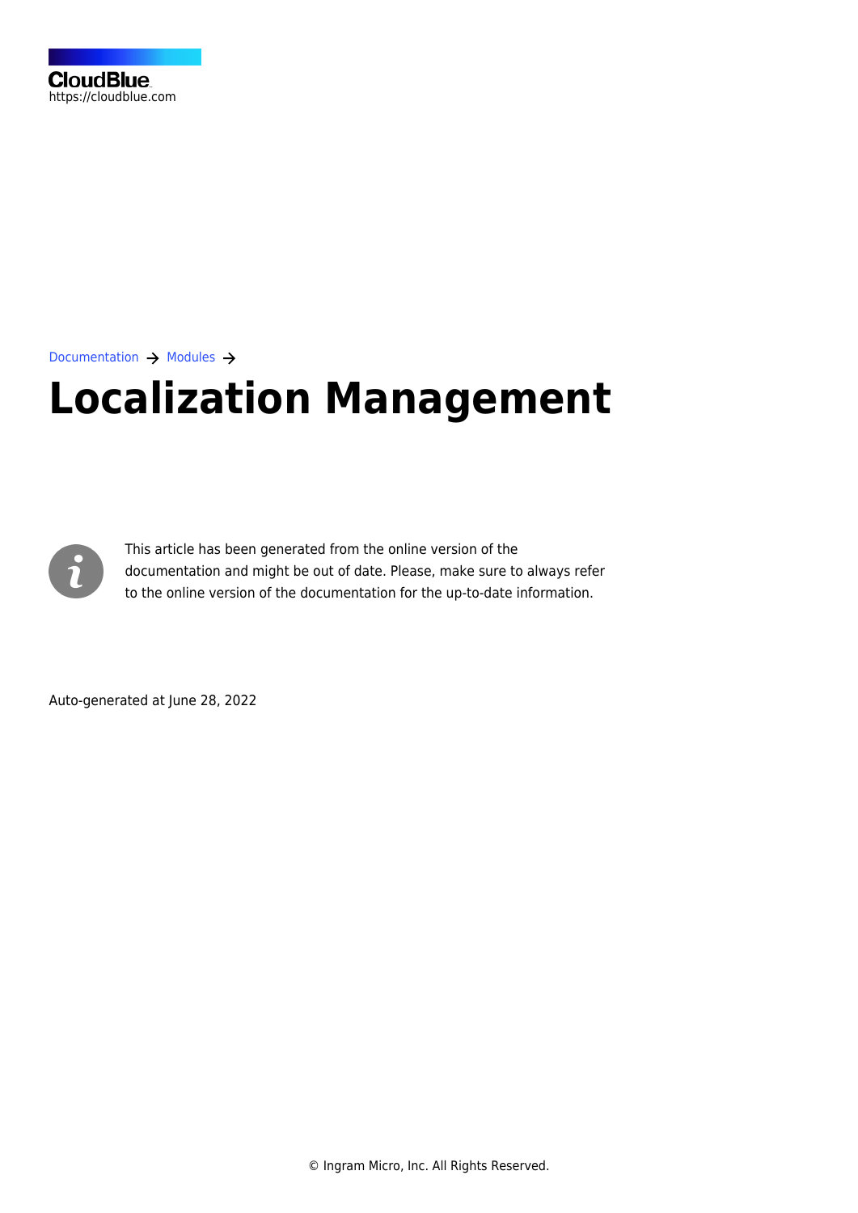CloudBlue
https://cloudblue.com

Documentation → Modules →

# Localization Management

This article has been generated from the online version of the documentation and might be out of date. Please, make sure to always refer to the online version of the documentation for the up-to-date information.

Auto-generated at June 28, 2022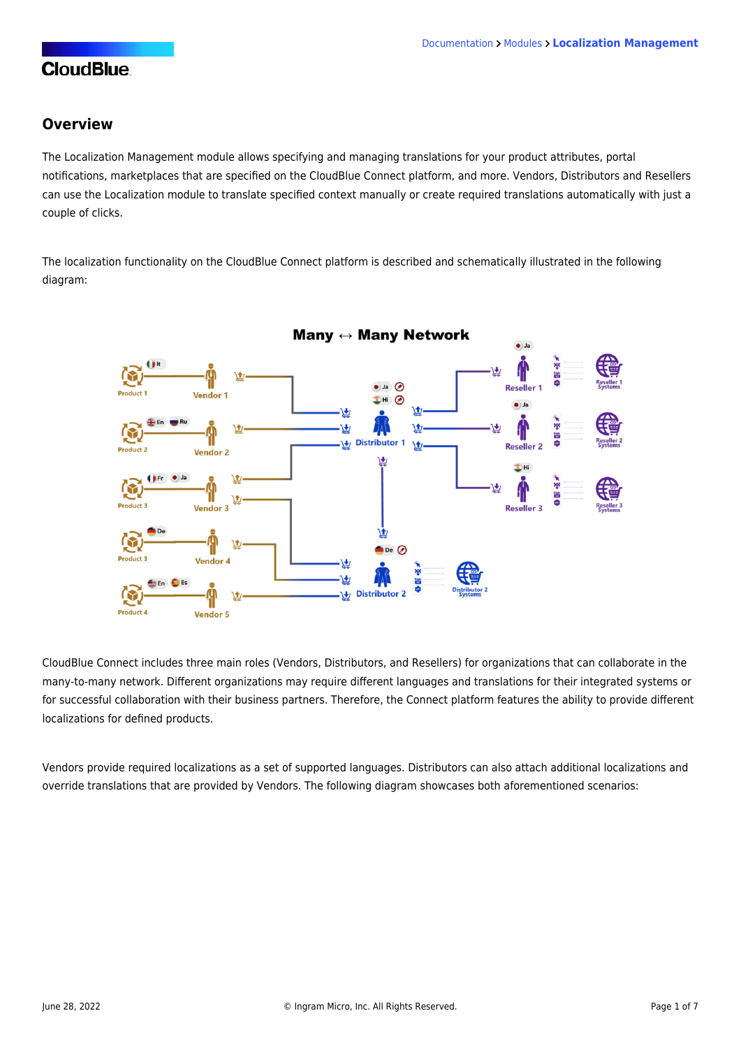## Overview

The Localization Management module allows specifying and managing translations for your product attributes, portal notifications, marketplaces that are specified on the CloudBlue Connect platform, and more. Vendors, Distributors and Resellers can use the Localization module to translate specified context manually or create required translations automatically with just a couple of clicks.

The localization functionality on the CloudBlue Connect platform is described and schematically illustrated in the following diagram:

CloudBlue Connect includes three main roles (Vendors, Distributors, and Resellers) for organizations that can collaborate in the many-to-many network. Different organizations may require different languages and translations for their integrated systems or for successful collaboration with their business partners. Therefore, the Connect platform features the ability to provide different localizations for defined products.

Vendors provide required localizations as a set of supported languages. Distributors can also attach additional localizations and override translations that are provided by Vendors. The following diagram showcases both aforementioned scenarios: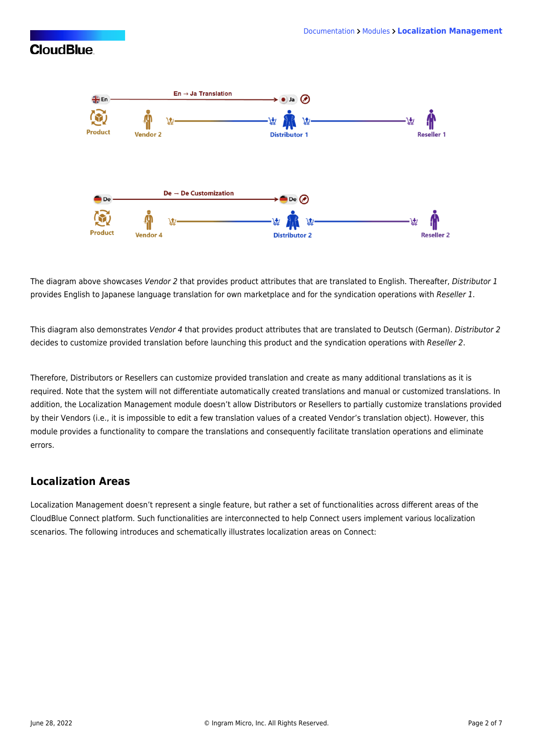The diagram above showcases *Vendor 2* that provides product attributes that are translated to English. Thereafter, *Distributor 1* provides English to Japanese language translation for own marketplace and for the syndication operations with *Reseller 1*.

This diagram also demonstrates *Vendor 4* that provides product attributes that are translated to Deutsch (German). *Distributor 2* decides to customize provided translation before launching this product and the syndication operations with *Reseller 2*.

Therefore, Distributors or Resellers can customize provided translation and create as many additional translations as it is required. Note that the system will not differentiate automatically created translations and manual or customized translations. In addition, the Localization Management module doesn't allow Distributors or Resellers to partially customize translations provided by their Vendors (i.e., it is impossible to edit a few translation values of a created Vendor's translation object). However, this module provides a functionality to compare the translations and consequently facilitate translation operations and eliminate errors.

## Localization Areas

Localization Management doesn't represent a single feature, but rather a set of functionalities across different areas of the CloudBlue Connect platform. Such functionalities are interconnected to help Connect users implement various localization scenarios. The following introduces and schematically illustrates localization areas on Connect: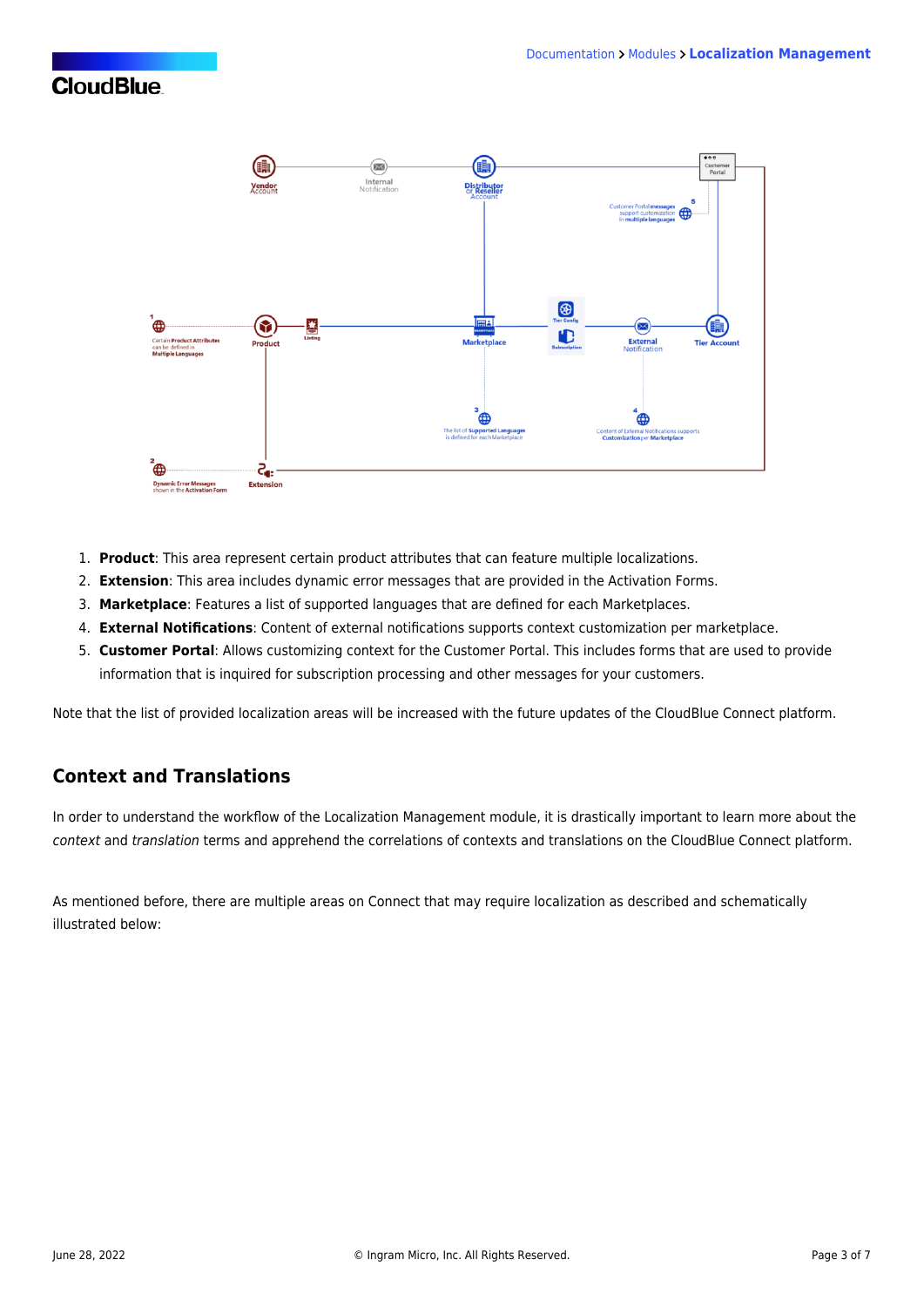1. **Product**: This area represent certain product attributes that can feature multiple localizations.
2. **Extension**: This area includes dynamic error messages that are provided in the Activation Forms.
3. **Marketplace**: Features a list of supported languages that are defined for each Marketplaces.
4. **External Notifications**: Content of external notifications supports context customization per marketplace.
5. **Customer Portal**: Allows customizing context for the Customer Portal. This includes forms that are used to provide information that is inquired for subscription processing and other messages for your customers.

Note that the list of provided localization areas will be increased with the future updates of the CloudBlue Connect platform.

## Context and Translations

In order to understand the workflow of the Localization Management module, it is drastically important to learn more about the *context* and *translation* terms and apprehend the correlations of contexts and translations on the CloudBlue Connect platform.

As mentioned before, there are multiple areas on Connect that may require localization as described and schematically illustrated below: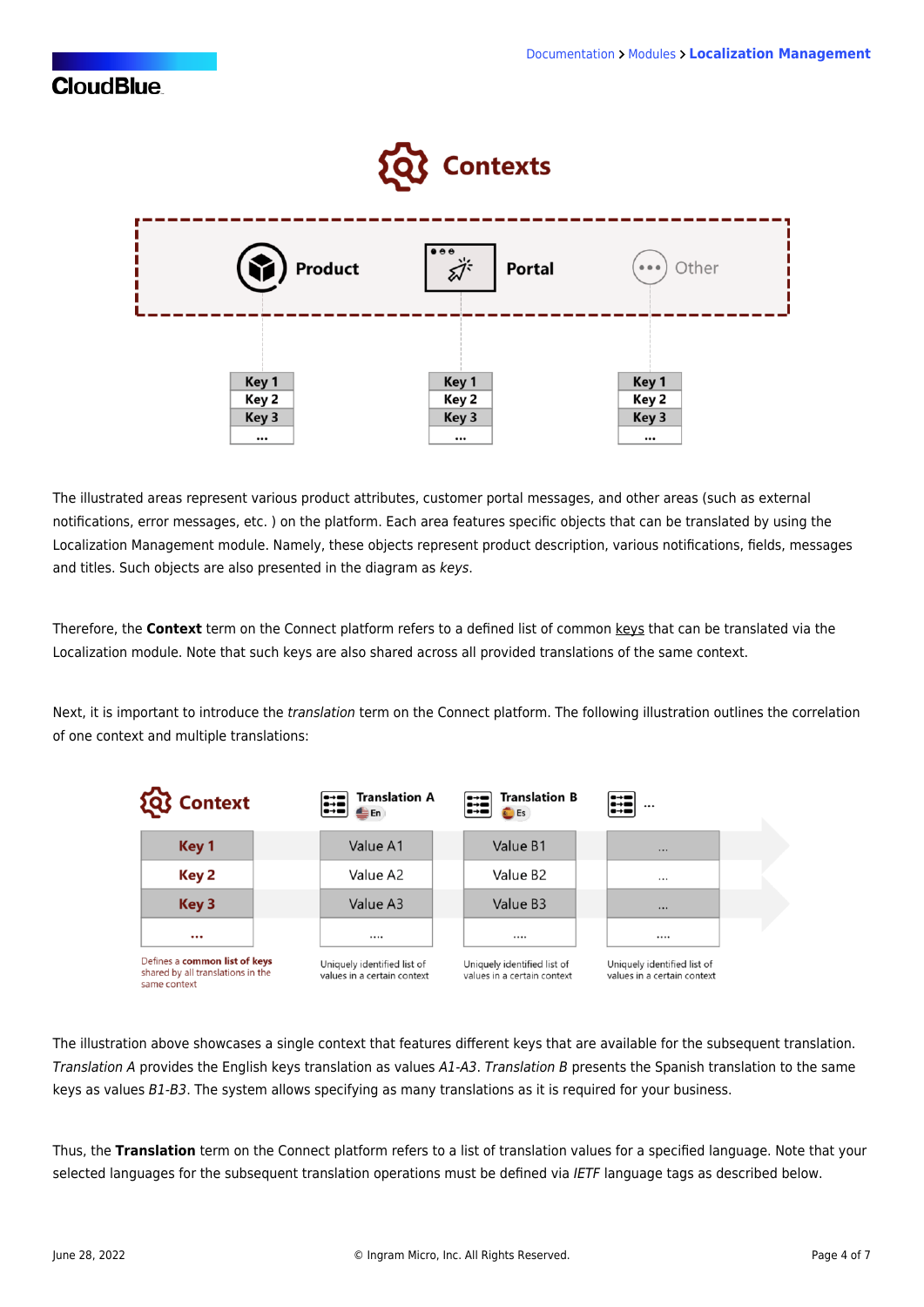The illustrated areas represent various product attributes, customer portal messages, and other areas (such as external notifications, error messages, etc. ) on the platform. Each area features specific objects that can be translated by using the Localization Management module. Namely, these objects represent product description, various notifications, fields, messages and titles. Such objects are also presented in the diagram as *keys*.

Therefore, the **Context** term on the Connect platform refers to a defined list of common keys that can be translated via the Localization module. Note that such keys are also shared across all provided translations of the same context.

Next, it is important to introduce the *translation* term on the Connect platform. The following illustration outlines the correlation of one context and multiple translations:

The illustration above showcases a single context that features different keys that are available for the subsequent translation. *Translation A* provides the English keys translation as values *A1-A3*. *Translation B* presents the Spanish translation to the same keys as values *B1-B3*. The system allows specifying as many translations as it is required for your business.

Thus, the **Translation** term on the Connect platform refers to a list of translation values for a specified language. Note that your selected languages for the subsequent translation operations must be defined via *IETF* language tags as described below.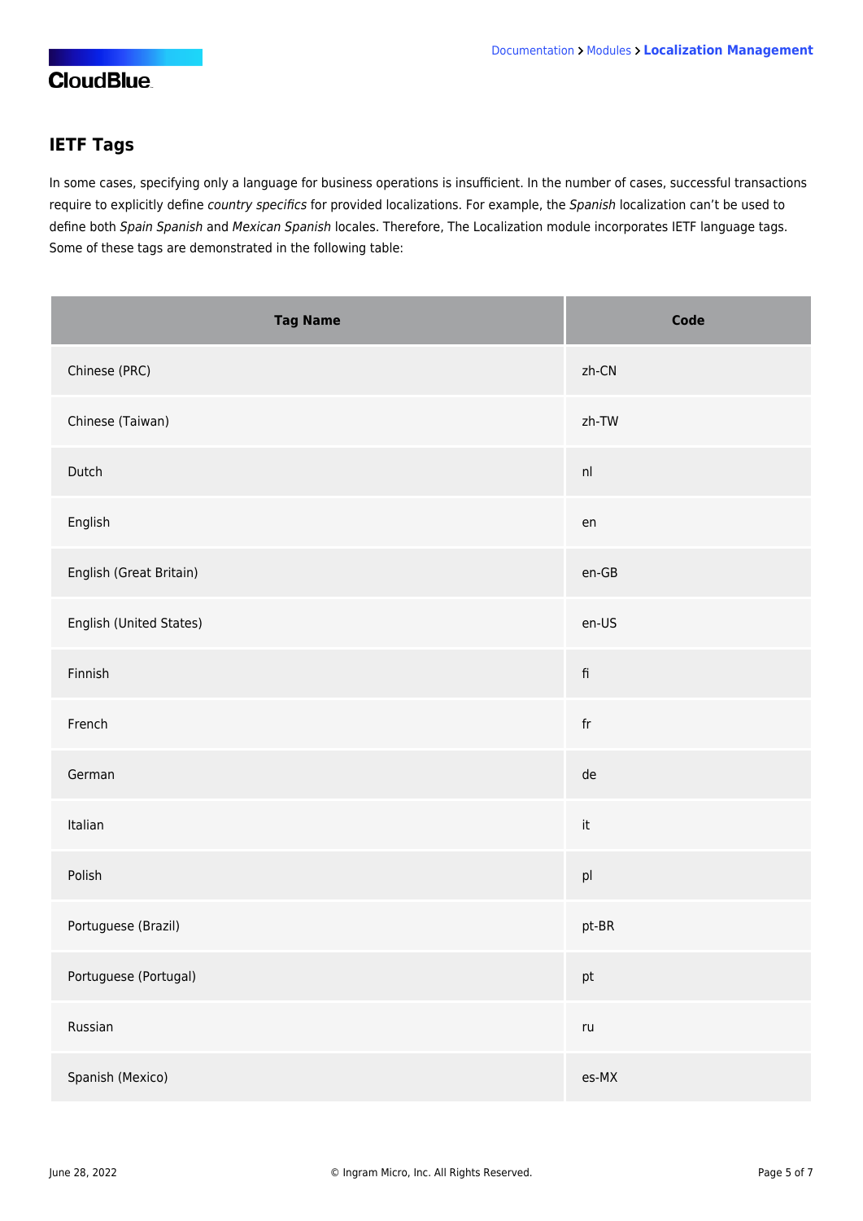## IETF Tags

In some cases, specifying only a language for business operations is insufficient. In the number of cases, successful transactions require to explicitly define *country specifics* for provided localizations. For example, the *Spanish* localization can't be used to define both *Spain Spanish* and *Mexican Spanish* locales. Therefore, The Localization module incorporates IETF language tags. Some of these tags are demonstrated in the following table:

| Tag Name | Code |
| --- | --- |
| Chinese (PRC) | zh-CN |
| Chinese (Taiwan) | zh-TW |
| Dutch | nl |
| English | en |
| English (Great Britain) | en-GB |
| English (United States) | en-US |
| Finnish | fi |
| French | fr |
| German | de |
| Italian | it |
| Polish | pl |
| Portuguese (Brazil) | pt-BR |
| Portuguese (Portugal) | pt |
| Russian | ru |
| Spanish (Mexico) | es-MX |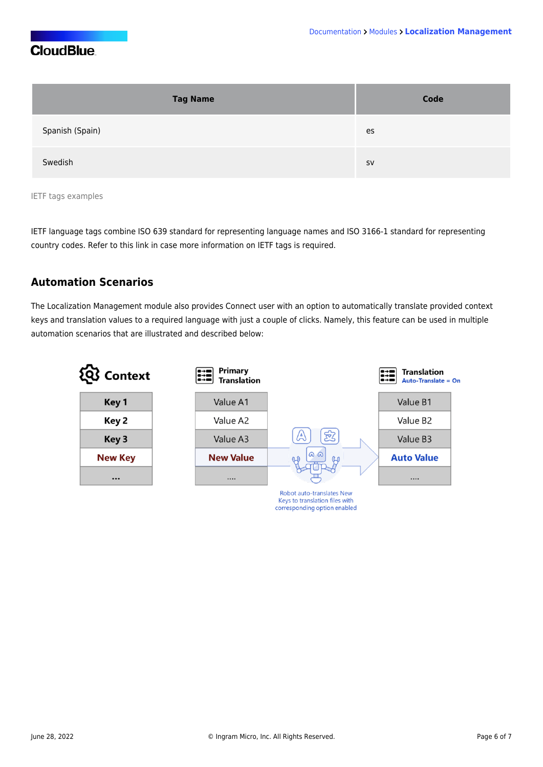| Tag Name | Code |
| --- | --- |
| Spanish (Spain) | es |
| Swedish | sv |

IETF tags examples

IETF language tags combine ISO 639 standard for representing language names and ISO 3166-1 standard for representing country codes. Refer to this link in case more information on IETF tags is required.

## Automation Scenarios

The Localization Management module also provides Connect user with an option to automatically translate provided context keys and translation values to a required language with just a couple of clicks. Namely, this feature can be used in multiple automation scenarios that are illustrated and described below: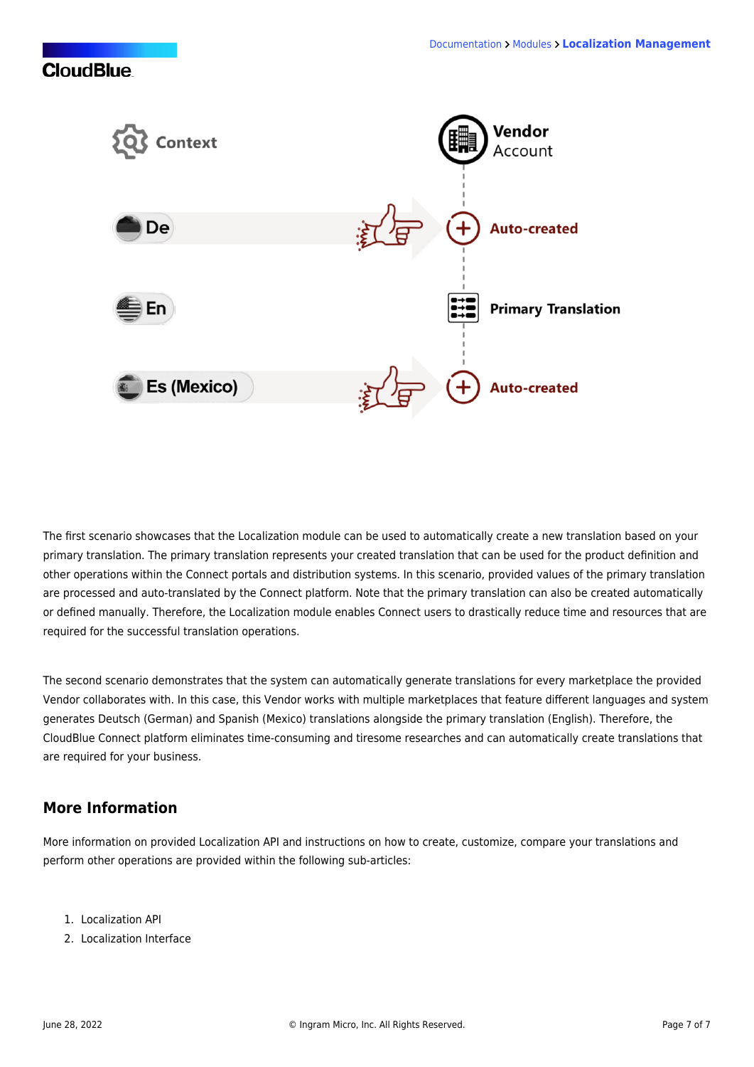Context

Vendor Account

De

Auto-created

En

Primary Translation

Es (Mexico)

Auto-created

The first scenario showcases that the Localization module can be used to automatically create a new translation based on your primary translation. The primary translation represents your created translation that can be used for the product definition and other operations within the Connect portals and distribution systems. In this scenario, provided values of the primary translation are processed and auto-translated by the Connect platform. Note that the primary translation can also be created automatically or defined manually. Therefore, the Localization module enables Connect users to drastically reduce time and resources that are required for the successful translation operations.

The second scenario demonstrates that the system can automatically generate translations for every marketplace the provided Vendor collaborates with. In this case, this Vendor works with multiple marketplaces that feature different languages and system generates Deutsch (German) and Spanish (Mexico) translations alongside the primary translation (English). Therefore, the CloudBlue Connect platform eliminates time-consuming and tiresome researches and can automatically create translations that are required for your business.

## More Information

More information on provided Localization API and instructions on how to create, customize, compare your translations and perform other operations are provided within the following sub-articles:

1. Localization API
2. Localization Interface